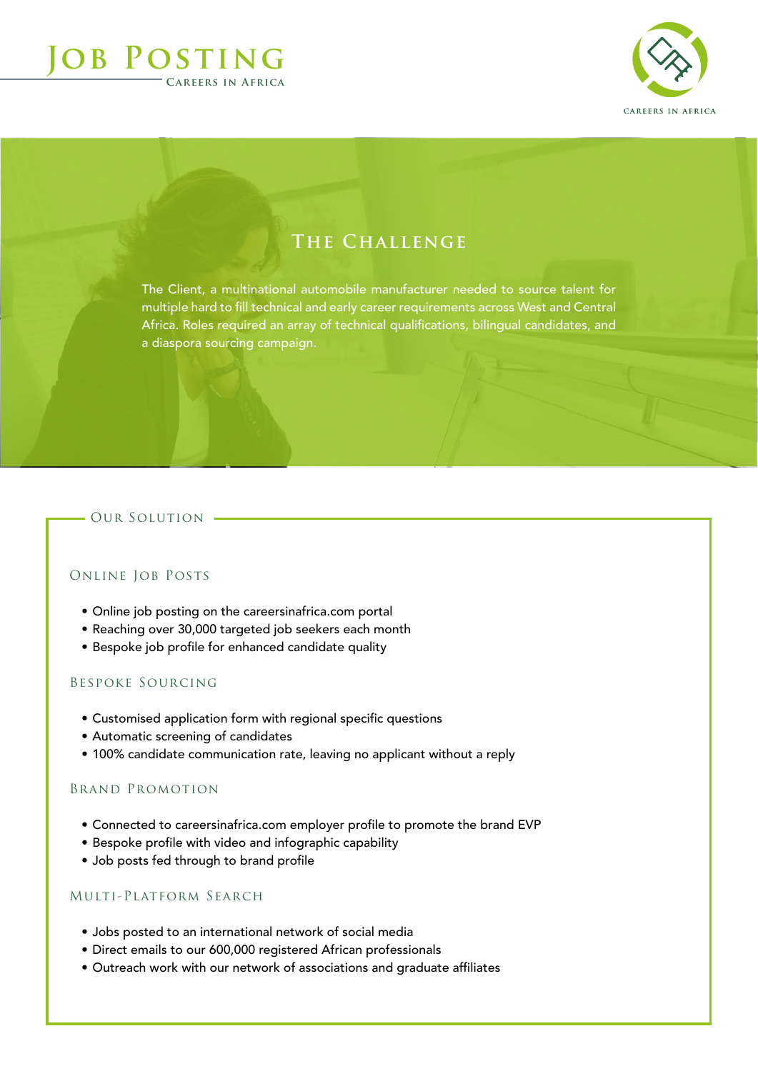# Job Posting

Careers in Africa

## The Challenge

The Client, a multinational automobile manufacturer needed to source talent for multiple hard to fill technical and early career requirements across West and Central Africa. Roles required an array of technical qualifications, bilingual candidates, and a diaspora sourcing campaign.

## Our Solution

### Online Job Posts

- Online job posting on the careersinafrica.com portal
- Reaching over 30,000 targeted job seekers each month
- Bespoke job profile for enhanced candidate quality

### Bespoke Sourcing

- Customised application form with regional specific questions
- Automatic screening of candidates
- 100% candidate communication rate, leaving no applicant without a reply

### Brand Promotion

- Connected to careersinafrica.com employer profile to promote the brand EVP
- Bespoke profile with video and infographic capability
- Job posts fed through to brand profile

### Multi-Platform Search

- Jobs posted to an international network of social media
- Direct emails to our 600,000 registered African professionals
- Outreach work with our network of associations and graduate affiliates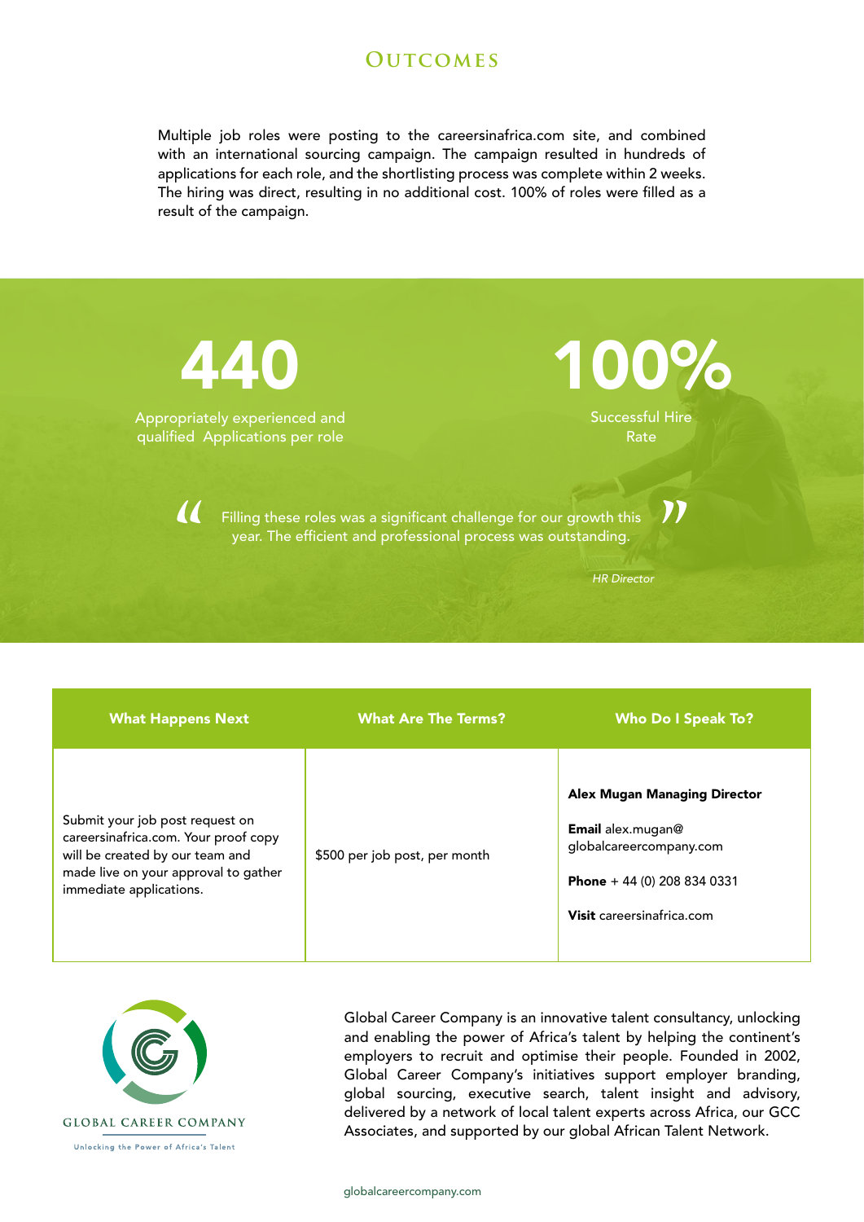## Outcomes

Multiple job roles were posting to the careersinafrica.com site, and combined with an international sourcing campaign. The campaign resulted in hundreds of applications for each role, and the shortlisting process was complete within 2 weeks. The hiring was direct, resulting in no additional cost. 100% of roles were filled as a result of the campaign.

**440**

Appropriately experienced and qualified Applications per role

**100%**

Successful Hire Rate

> "Filling these roles was a significant challenge for our growth this year. The efficient and professional process was outstanding."
>
> *HR Director*

| What Happens Next | What Are The Terms? | Who Do I Speak To? |
|---|---|---|
| Submit your job post request on careersinafrica.com. Your proof copy will be created by our team and made live on your approval to gather immediate applications. | $500 per job post, per month | **Alex Mugan Managing Director**<br><br>**Email** alex.mugan@ globalcareercompany.com<br><br>**Phone** + 44 (0) 208 834 0331<br><br>**Visit** careersinafrica.com |

GLOBAL CAREER COMPANY

Unlocking the Power of Africa's Talent

Global Career Company is an innovative talent consultancy, unlocking and enabling the power of Africa's talent by helping the continent's employers to recruit and optimise their people. Founded in 2002, Global Career Company's initiatives support employer branding, global sourcing, executive search, talent insight and advisory, delivered by a network of local talent experts across Africa, our GCC Associates, and supported by our global African Talent Network.

globalcareercompany.com